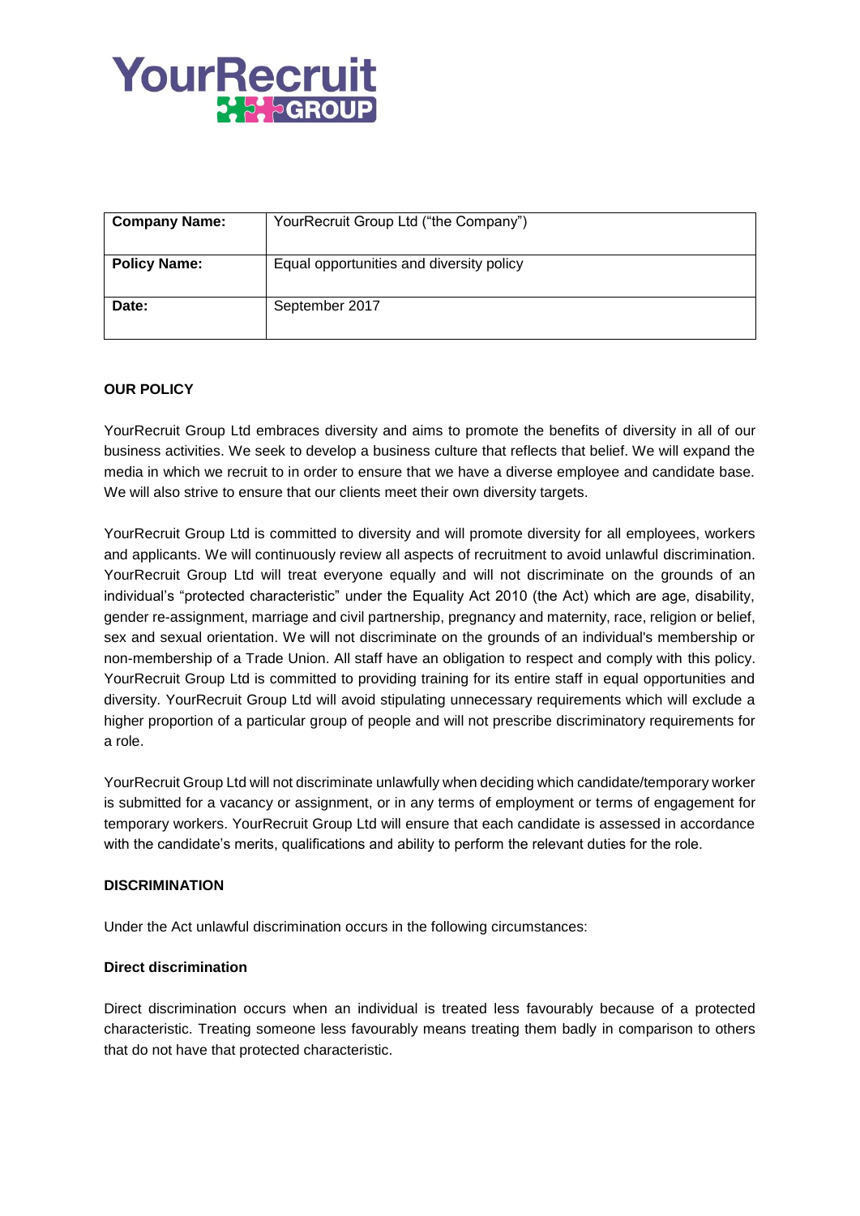YourRecruit GROUP

| Company Name: | YourRecruit Group Ltd ("the Company") |
| --- | --- |
| Policy Name: | Equal opportunities and diversity policy |
| Date: | September 2017 |

**OUR POLICY**

YourRecruit Group Ltd embraces diversity and aims to promote the benefits of diversity in all of our business activities. We seek to develop a business culture that reflects that belief. We will expand the media in which we recruit to in order to ensure that we have a diverse employee and candidate base. We will also strive to ensure that our clients meet their own diversity targets.

YourRecruit Group Ltd is committed to diversity and will promote diversity for all employees, workers and applicants. We will continuously review all aspects of recruitment to avoid unlawful discrimination. YourRecruit Group Ltd will treat everyone equally and will not discriminate on the grounds of an individual's "protected characteristic" under the Equality Act 2010 (the Act) which are age, disability, gender re-assignment, marriage and civil partnership, pregnancy and maternity, race, religion or belief, sex and sexual orientation. We will not discriminate on the grounds of an individual's membership or non-membership of a Trade Union. All staff have an obligation to respect and comply with this policy. YourRecruit Group Ltd is committed to providing training for its entire staff in equal opportunities and diversity. YourRecruit Group Ltd will avoid stipulating unnecessary requirements which will exclude a higher proportion of a particular group of people and will not prescribe discriminatory requirements for a role.

YourRecruit Group Ltd will not discriminate unlawfully when deciding which candidate/temporary worker is submitted for a vacancy or assignment, or in any terms of employment or terms of engagement for temporary workers. YourRecruit Group Ltd will ensure that each candidate is assessed in accordance with the candidate's merits, qualifications and ability to perform the relevant duties for the role.

**DISCRIMINATION**

Under the Act unlawful discrimination occurs in the following circumstances:

**Direct discrimination**

Direct discrimination occurs when an individual is treated less favourably because of a protected characteristic. Treating someone less favourably means treating them badly in comparison to others that do not have that protected characteristic.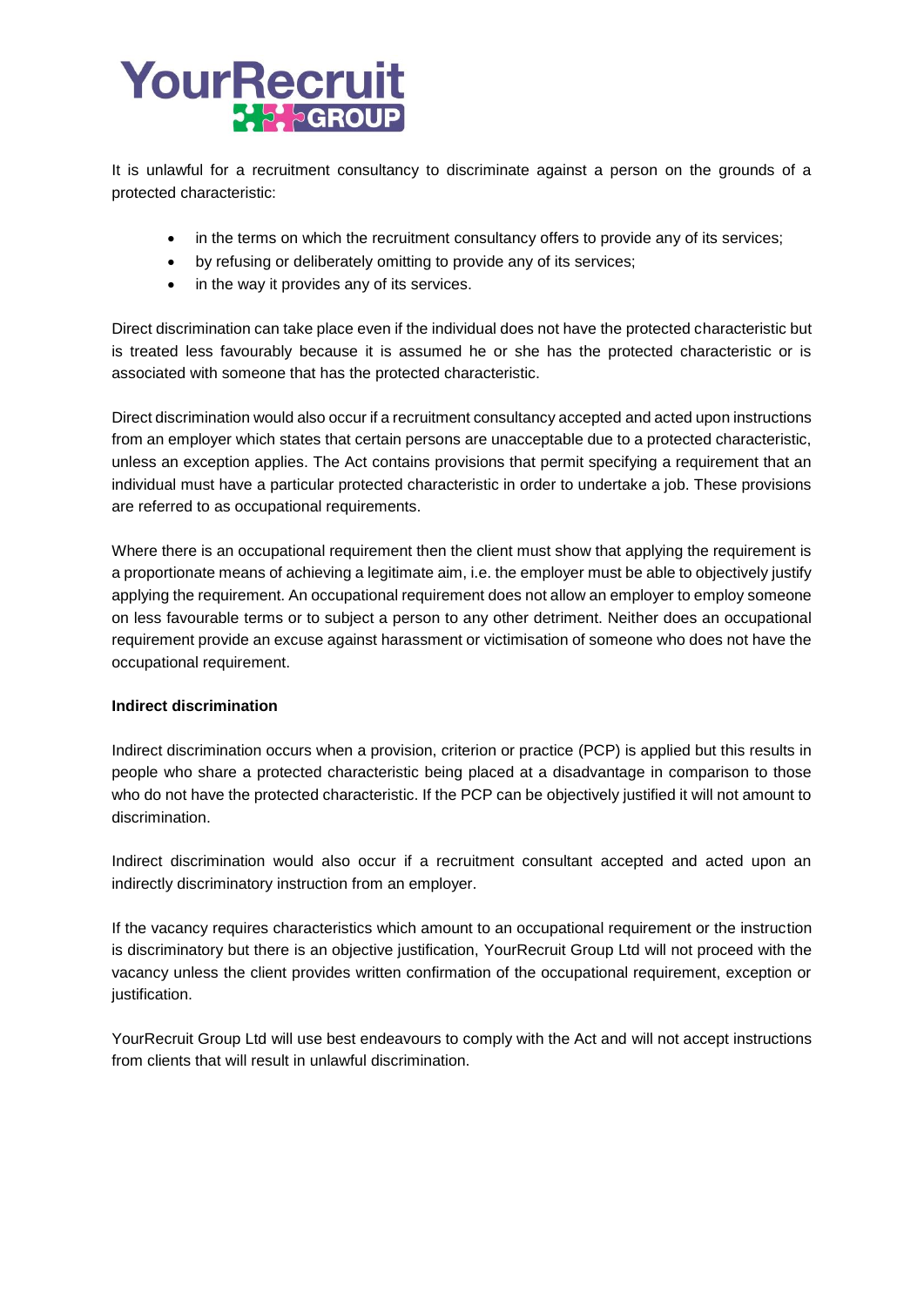It is unlawful for a recruitment consultancy to discriminate against a person on the grounds of a protected characteristic:

- in the terms on which the recruitment consultancy offers to provide any of its services;
- by refusing or deliberately omitting to provide any of its services;
- in the way it provides any of its services.

Direct discrimination can take place even if the individual does not have the protected characteristic but is treated less favourably because it is assumed he or she has the protected characteristic or is associated with someone that has the protected characteristic.

Direct discrimination would also occur if a recruitment consultancy accepted and acted upon instructions from an employer which states that certain persons are unacceptable due to a protected characteristic, unless an exception applies. The Act contains provisions that permit specifying a requirement that an individual must have a particular protected characteristic in order to undertake a job. These provisions are referred to as occupational requirements.

Where there is an occupational requirement then the client must show that applying the requirement is a proportionate means of achieving a legitimate aim, i.e. the employer must be able to objectively justify applying the requirement. An occupational requirement does not allow an employer to employ someone on less favourable terms or to subject a person to any other detriment. Neither does an occupational requirement provide an excuse against harassment or victimisation of someone who does not have the occupational requirement.

**Indirect discrimination**

Indirect discrimination occurs when a provision, criterion or practice (PCP) is applied but this results in people who share a protected characteristic being placed at a disadvantage in comparison to those who do not have the protected characteristic. If the PCP can be objectively justified it will not amount to discrimination.

Indirect discrimination would also occur if a recruitment consultant accepted and acted upon an indirectly discriminatory instruction from an employer.

If the vacancy requires characteristics which amount to an occupational requirement or the instruction is discriminatory but there is an objective justification, YourRecruit Group Ltd will not proceed with the vacancy unless the client provides written confirmation of the occupational requirement, exception or justification.

YourRecruit Group Ltd will use best endeavours to comply with the Act and will not accept instructions from clients that will result in unlawful discrimination.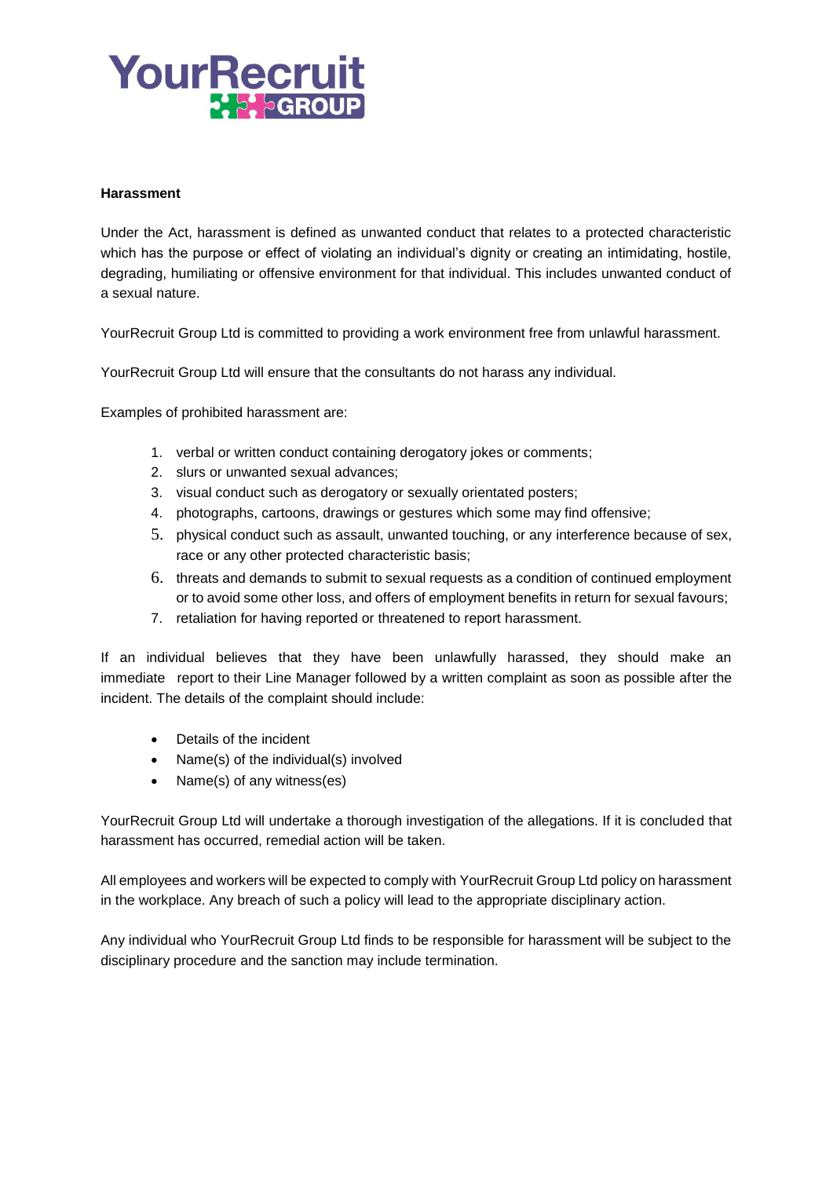**Harassment**

Under the Act, harassment is defined as unwanted conduct that relates to a protected characteristic which has the purpose or effect of violating an individual's dignity or creating an intimidating, hostile, degrading, humiliating or offensive environment for that individual. This includes unwanted conduct of a sexual nature.

YourRecruit Group Ltd is committed to providing a work environment free from unlawful harassment.

YourRecruit Group Ltd will ensure that the consultants do not harass any individual.

Examples of prohibited harassment are:

1. verbal or written conduct containing derogatory jokes or comments;
2. slurs or unwanted sexual advances;
3. visual conduct such as derogatory or sexually orientated posters;
4. photographs, cartoons, drawings or gestures which some may find offensive;
5. physical conduct such as assault, unwanted touching, or any interference because of sex, race or any other protected characteristic basis;
6. threats and demands to submit to sexual requests as a condition of continued employment or to avoid some other loss, and offers of employment benefits in return for sexual favours;
7. retaliation for having reported or threatened to report harassment.

If an individual believes that they have been unlawfully harassed, they should make an immediate report to their Line Manager followed by a written complaint as soon as possible after the incident. The details of the complaint should include:

- Details of the incident
- Name(s) of the individual(s) involved
- Name(s) of any witness(es)

YourRecruit Group Ltd will undertake a thorough investigation of the allegations. If it is concluded that harassment has occurred, remedial action will be taken.

All employees and workers will be expected to comply with YourRecruit Group Ltd policy on harassment in the workplace. Any breach of such a policy will lead to the appropriate disciplinary action.

Any individual who YourRecruit Group Ltd finds to be responsible for harassment will be subject to the disciplinary procedure and the sanction may include termination.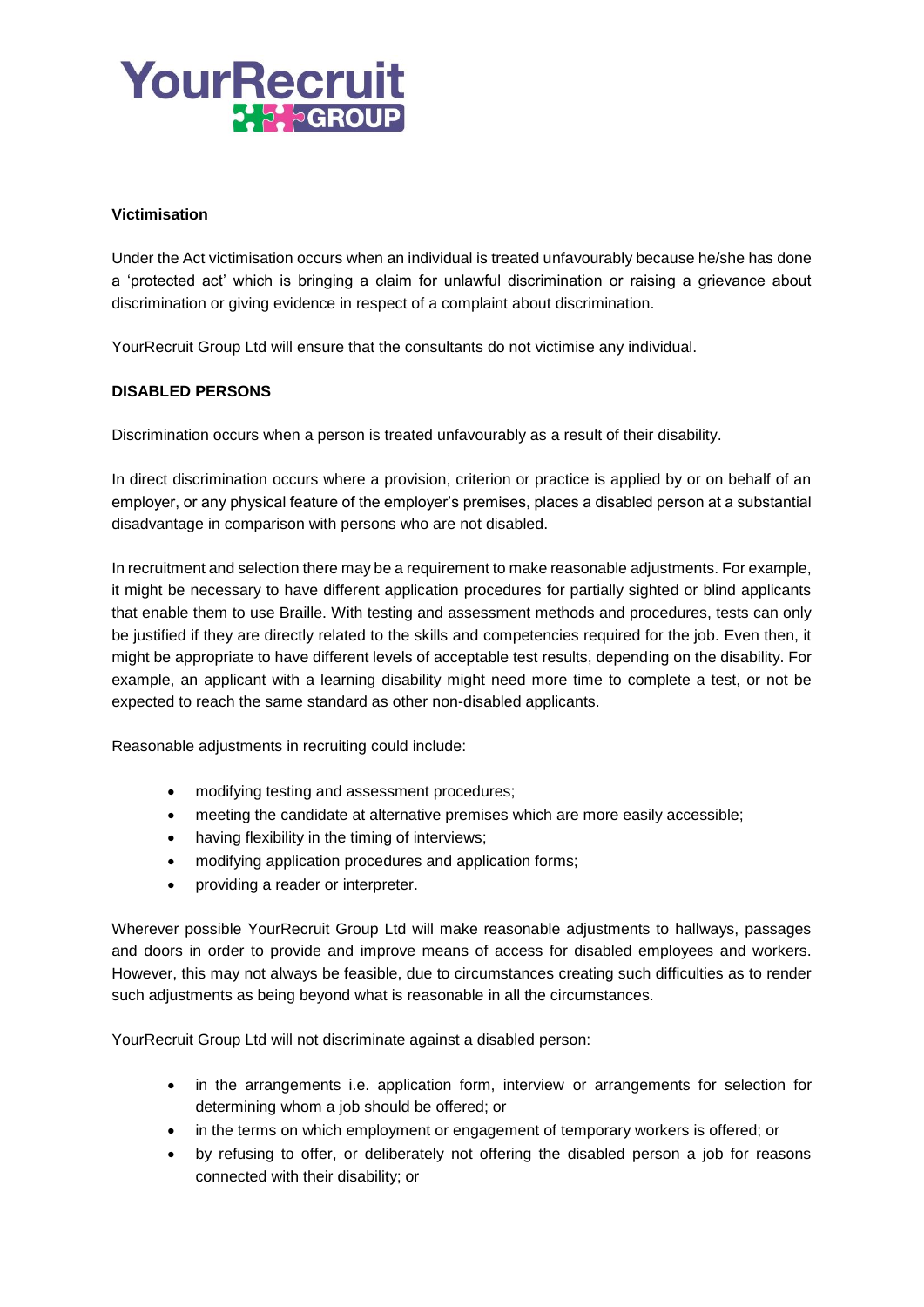**Victimisation**

Under the Act victimisation occurs when an individual is treated unfavourably because he/she has done a 'protected act' which is bringing a claim for unlawful discrimination or raising a grievance about discrimination or giving evidence in respect of a complaint about discrimination.

YourRecruit Group Ltd will ensure that the consultants do not victimise any individual.

**DISABLED PERSONS**

Discrimination occurs when a person is treated unfavourably as a result of their disability.

In direct discrimination occurs where a provision, criterion or practice is applied by or on behalf of an employer, or any physical feature of the employer's premises, places a disabled person at a substantial disadvantage in comparison with persons who are not disabled.

In recruitment and selection there may be a requirement to make reasonable adjustments. For example, it might be necessary to have different application procedures for partially sighted or blind applicants that enable them to use Braille. With testing and assessment methods and procedures, tests can only be justified if they are directly related to the skills and competencies required for the job. Even then, it might be appropriate to have different levels of acceptable test results, depending on the disability. For example, an applicant with a learning disability might need more time to complete a test, or not be expected to reach the same standard as other non-disabled applicants.

Reasonable adjustments in recruiting could include:

- modifying testing and assessment procedures;
- meeting the candidate at alternative premises which are more easily accessible;
- having flexibility in the timing of interviews;
- modifying application procedures and application forms;
- providing a reader or interpreter.

Wherever possible YourRecruit Group Ltd will make reasonable adjustments to hallways, passages and doors in order to provide and improve means of access for disabled employees and workers. However, this may not always be feasible, due to circumstances creating such difficulties as to render such adjustments as being beyond what is reasonable in all the circumstances.

YourRecruit Group Ltd will not discriminate against a disabled person:

- in the arrangements i.e. application form, interview or arrangements for selection for determining whom a job should be offered; or
- in the terms on which employment or engagement of temporary workers is offered; or
- by refusing to offer, or deliberately not offering the disabled person a job for reasons connected with their disability; or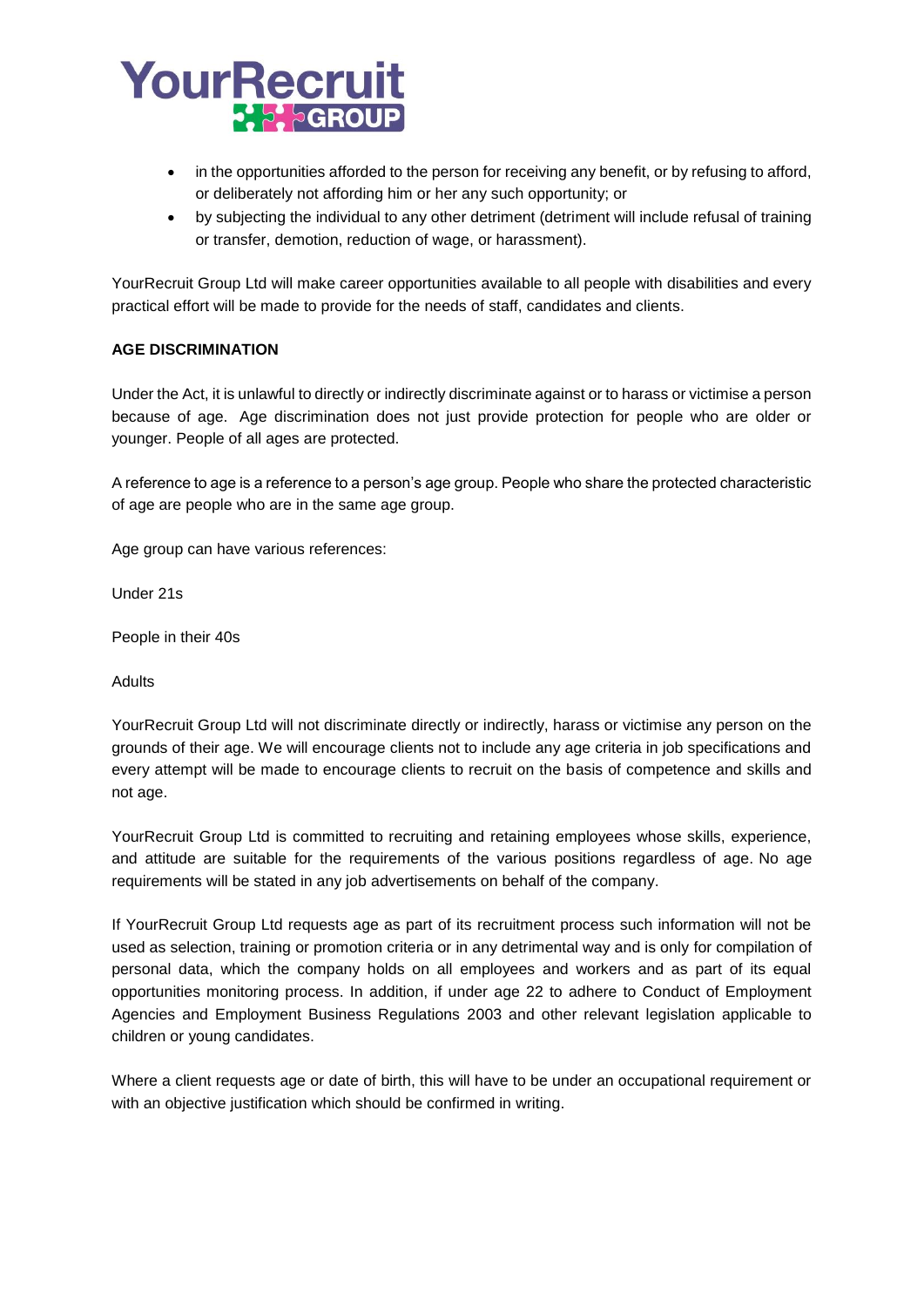- in the opportunities afforded to the person for receiving any benefit, or by refusing to afford, or deliberately not affording him or her any such opportunity; or
- by subjecting the individual to any other detriment (detriment will include refusal of training or transfer, demotion, reduction of wage, or harassment).

YourRecruit Group Ltd will make career opportunities available to all people with disabilities and every practical effort will be made to provide for the needs of staff, candidates and clients.

**AGE DISCRIMINATION**

Under the Act, it is unlawful to directly or indirectly discriminate against or to harass or victimise a person because of age. Age discrimination does not just provide protection for people who are older or younger. People of all ages are protected.

A reference to age is a reference to a person's age group. People who share the protected characteristic of age are people who are in the same age group.

Age group can have various references:

Under 21s

People in their 40s

Adults

YourRecruit Group Ltd will not discriminate directly or indirectly, harass or victimise any person on the grounds of their age. We will encourage clients not to include any age criteria in job specifications and every attempt will be made to encourage clients to recruit on the basis of competence and skills and not age.

YourRecruit Group Ltd is committed to recruiting and retaining employees whose skills, experience, and attitude are suitable for the requirements of the various positions regardless of age. No age requirements will be stated in any job advertisements on behalf of the company.

If YourRecruit Group Ltd requests age as part of its recruitment process such information will not be used as selection, training or promotion criteria or in any detrimental way and is only for compilation of personal data, which the company holds on all employees and workers and as part of its equal opportunities monitoring process. In addition, if under age 22 to adhere to Conduct of Employment Agencies and Employment Business Regulations 2003 and other relevant legislation applicable to children or young candidates.

Where a client requests age or date of birth, this will have to be under an occupational requirement or with an objective justification which should be confirmed in writing.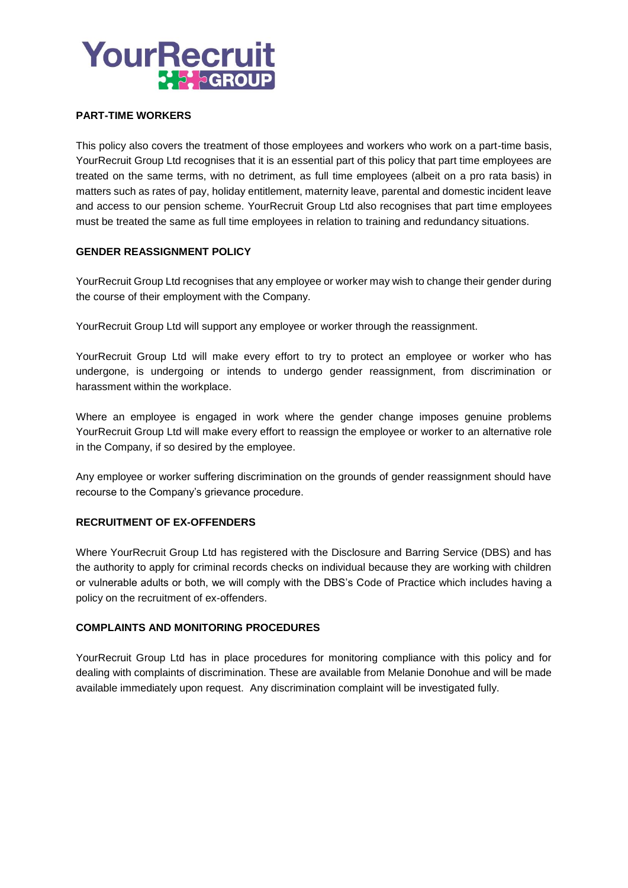## PART-TIME WORKERS

This policy also covers the treatment of those employees and workers who work on a part-time basis, YourRecruit Group Ltd recognises that it is an essential part of this policy that part time employees are treated on the same terms, with no detriment, as full time employees (albeit on a pro rata basis) in matters such as rates of pay, holiday entitlement, maternity leave, parental and domestic incident leave and access to our pension scheme. YourRecruit Group Ltd also recognises that part time employees must be treated the same as full time employees in relation to training and redundancy situations.

## GENDER REASSIGNMENT POLICY

YourRecruit Group Ltd recognises that any employee or worker may wish to change their gender during the course of their employment with the Company.

YourRecruit Group Ltd will support any employee or worker through the reassignment.

YourRecruit Group Ltd will make every effort to try to protect an employee or worker who has undergone, is undergoing or intends to undergo gender reassignment, from discrimination or harassment within the workplace.

Where an employee is engaged in work where the gender change imposes genuine problems YourRecruit Group Ltd will make every effort to reassign the employee or worker to an alternative role in the Company, if so desired by the employee.

Any employee or worker suffering discrimination on the grounds of gender reassignment should have recourse to the Company's grievance procedure.

## RECRUITMENT OF EX-OFFENDERS

Where YourRecruit Group Ltd has registered with the Disclosure and Barring Service (DBS) and has the authority to apply for criminal records checks on individual because they are working with children or vulnerable adults or both, we will comply with the DBS's Code of Practice which includes having a policy on the recruitment of ex-offenders.

## COMPLAINTS AND MONITORING PROCEDURES

YourRecruit Group Ltd has in place procedures for monitoring compliance with this policy and for dealing with complaints of discrimination. These are available from Melanie Donohue and will be made available immediately upon request. Any discrimination complaint will be investigated fully.